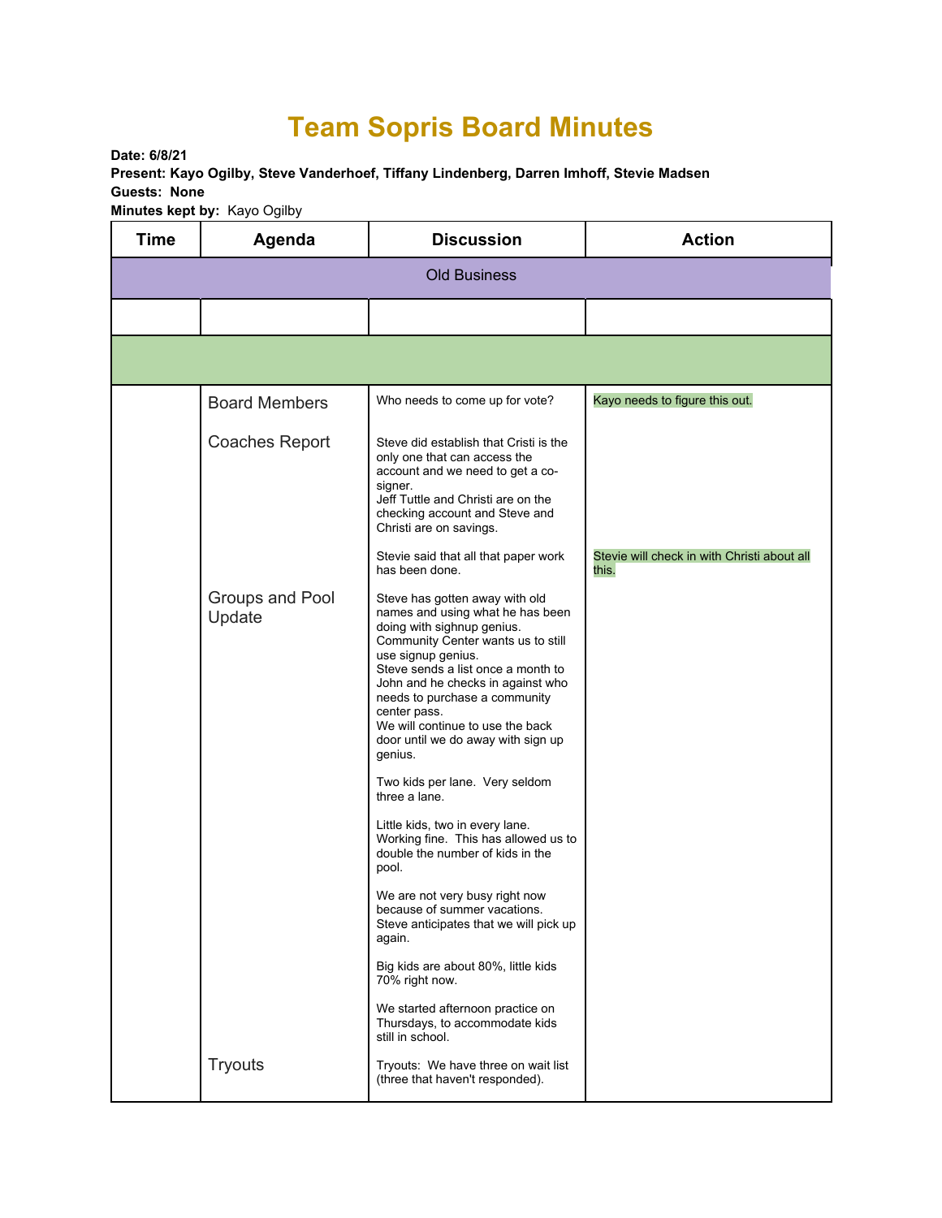# Team Sopris Board Minutes

**Date: 6/8/21**
**Present: Kayo Ogilby, Steve Vanderhoef, Tiffany Lindenberg, Darren Imhoff, Stevie Madsen**
**Guests: None**
**Minutes kept by:** Kayo Ogilby

| Time | Agenda | Discussion | Action |
|---|---|---|---|
| Old Business | | | |
| | | | |
| | | | |
| | Board Members | Who needs to come up for vote? | Kayo needs to figure this out. |
| | Coaches Report | Steve did establish that Cristi is the only one that can access the account and we need to get a co-signer.<br>Jeff Tuttle and Christi are on the checking account and Steve and Christi are on savings. | |
| | | Stevie said that all that paper work has been done. | Stevie will check in with Christi about all this. |
| | Groups and Pool Update | Steve has gotten away with old names and using what he has been doing with sighnup genius. Community Center wants us to still use signup genius.<br>Steve sends a list once a month to John and he checks in against who needs to purchase a community center pass.<br>We will continue to use the back door until we do away with sign up genius.<br><br>Two kids per lane. Very seldom three a lane.<br><br>Little kids, two in every lane. Working fine. This has allowed us to double the number of kids in the pool.<br><br>We are not very busy right now because of summer vacations. Steve anticipates that we will pick up again.<br><br>Big kids are about 80%, little kids 70% right now.<br><br>We started afternoon practice on Thursdays, to accommodate kids still in school. | |
| | Tryouts | Tryouts: We have three on wait list (three that haven't responded). | |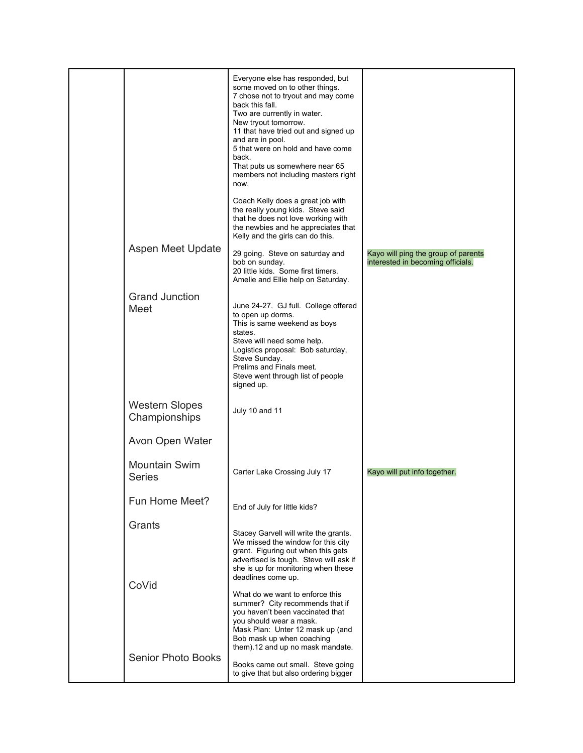| | | | |
|---|---|---|---|
| | | Everyone else has responded, but some moved on to other things.<br>7 chose not to tryout and may come back this fall.<br>Two are currently in water.<br>New tryout tomorrow.<br>11 that have tried out and signed up and are in pool.<br>5 that were on hold and have come back.<br>That puts us somewhere near 65 members not including masters right now.<br><br>Coach Kelly does a great job with the really young kids. Steve said that he does not love working with the newbies and he appreciates that Kelly and the girls can do this. | |
| | Aspen Meet Update | 29 going. Steve on saturday and bob on sunday.<br>20 little kids. Some first timers.<br>Amelie and Ellie help on Saturday. | Kayo will ping the group of parents interested in becoming officials. |
| | Grand Junction Meet | June 24-27. GJ full. College offered to open up dorms.<br>This is same weekend as boys states.<br>Steve will need some help.<br>Logistics proposal: Bob saturday, Steve Sunday.<br>Prelims and Finals meet.<br>Steve went through list of people signed up. | |
| | Western Slopes Championships | July 10 and 11 | |
| | Avon Open Water | | |
| | Mountain Swim Series | Carter Lake Crossing July 17 | Kayo will put info together. |
| | Fun Home Meet? | End of July for little kids? | |
| | Grants | Stacey Garvell will write the grants. We missed the window for this city grant. Figuring out when this gets advertised is tough. Steve will ask if she is up for monitoring when these deadlines come up. | |
| | CoVid | What do we want to enforce this summer? City recommends that if you haven't been vaccinated that you should wear a mask.<br>Mask Plan: Unter 12 mask up (and Bob mask up when coaching them).12 and up no mask mandate. | |
| | Senior Photo Books | Books came out small. Steve going to give that but also ordering bigger | |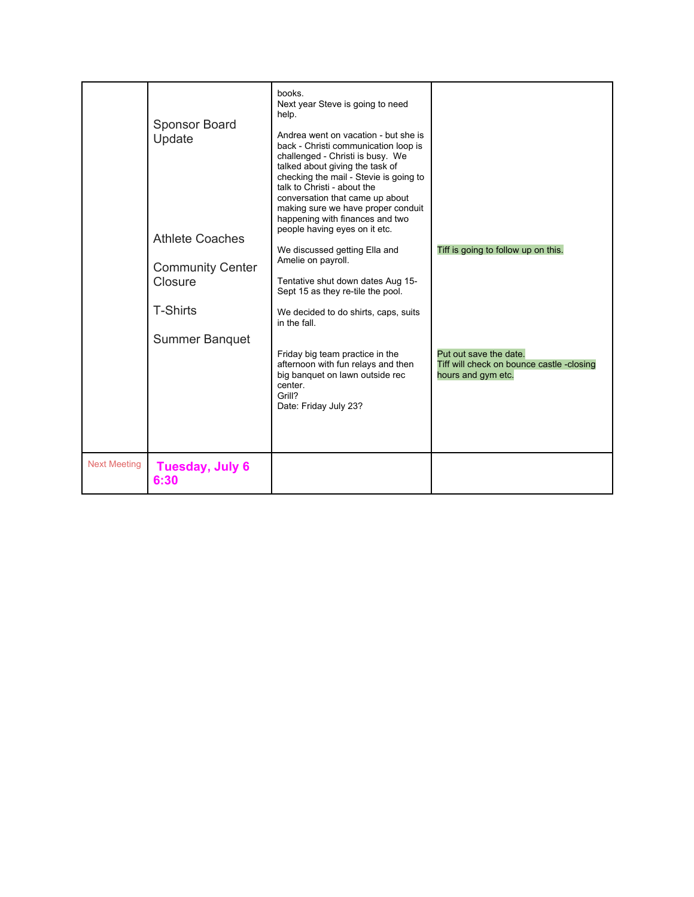| | | | |
|---|---|---|---|
| | Sponsor Board Update | books.<br>Next year Steve is going to need help.<br><br>Andrea went on vacation - but she is back - Christi communication loop is challenged - Christi is busy. We talked about giving the task of checking the mail - Stevie is going to talk to Christi - about the conversation that came up about making sure we have proper conduit happening with finances and two people having eyes on it etc. | |
| | Athlete Coaches | We discussed getting Ella and Amelie on payroll. | Tiff is going to follow up on this. |
| | Community Center Closure | Tentative shut down dates Aug 15-Sept 15 as they re-tile the pool. | |
| | T-Shirts | We decided to do shirts, caps, suits in the fall. | |
| | Summer Banquet | Friday big team practice in the afternoon with fun relays and then big banquet on lawn outside rec center.<br>Grill?<br>Date: Friday July 23? | Put out save the date.<br>Tiff will check on bounce castle -closing hours and gym etc. |
| Next Meeting | **Tuesday, July 6 6:30** | | |